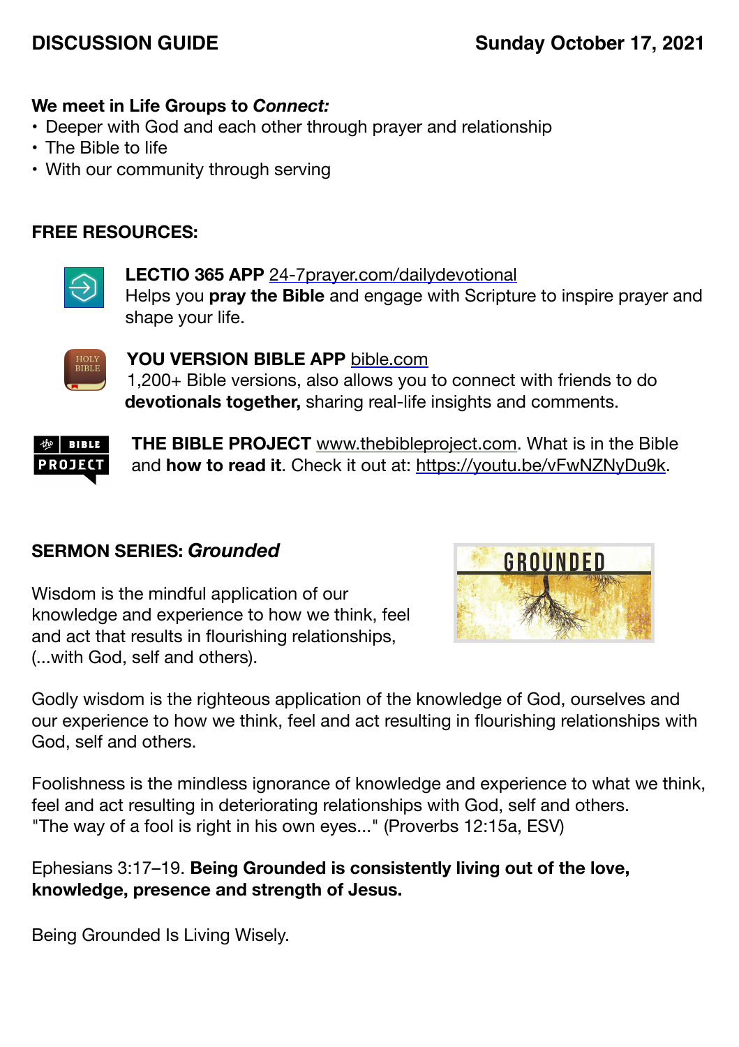**DISCUSSION GUIDE** **Sunday October 17, 2021**

**We meet in Life Groups to *Connect:***

- Deeper with God and each other through prayer and relationship
- The Bible to life
- With our community through serving

**FREE RESOURCES:**

**LECTIO 365 APP** 24-7prayer.com/dailydevotional
Helps you **pray the Bible** and engage with Scripture to inspire prayer and shape your life.

**YOU VERSION BIBLE APP** bible.com
1,200+ Bible versions, also allows you to connect with friends to do **devotionals together,** sharing real-life insights and comments.

**THE BIBLE PROJECT** www.thebibleproject.com. What is in the Bible and **how to read it**. Check it out at: https://youtu.be/vFwNZNyDu9k.

**SERMON SERIES: *Grounded***

Wisdom is the mindful application of our knowledge and experience to how we think, feel and act that results in flourishing relationships, (...with God, self and others).

Godly wisdom is the righteous application of the knowledge of God, ourselves and our experience to how we think, feel and act resulting in flourishing relationships with God, self and others.

Foolishness is the mindless ignorance of knowledge and experience to what we think, feel and act resulting in deteriorating relationships with God, self and others.
"The way of a fool is right in his own eyes..." (Proverbs 12:15a, ESV)

Ephesians 3:17–19. **Being Grounded is consistently living out of the love, knowledge, presence and strength of Jesus.**

Being Grounded Is Living Wisely.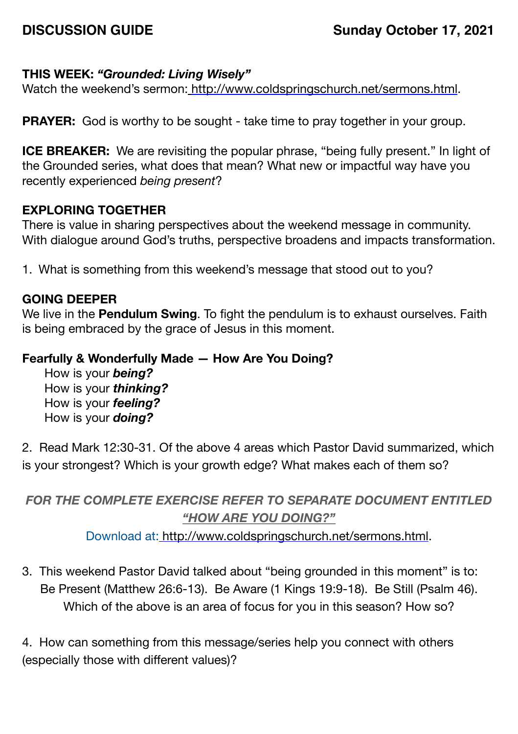## DISCUSSION GUIDE — Sunday October 17, 2021

**THIS WEEK:** ***"Grounded: Living Wisely"***
Watch the weekend's sermon: http://www.coldspringschurch.net/sermons.html.

**PRAYER:** God is worthy to be sought - take time to pray together in your group.

**ICE BREAKER:** We are revisiting the popular phrase, "being fully present." In light of the Grounded series, what does that mean? What new or impactful way have you recently experienced *being present*?

**EXPLORING TOGETHER**
There is value in sharing perspectives about the weekend message in community. With dialogue around God's truths, perspective broadens and impacts transformation.

1. What is something from this weekend's message that stood out to you?

**GOING DEEPER**
We live in the **Pendulum Swing**. To fight the pendulum is to exhaust ourselves. Faith is being embraced by the grace of Jesus in this moment.

**Fearfully & Wonderfully Made — How Are You Doing?**

How is your ***being?***
How is your ***thinking?***
How is your ***feeling?***
How is your ***doing?***

2. Read Mark 12:30-31. Of the above 4 areas which Pastor David summarized, which is your strongest? Which is your growth edge? What makes each of them so?

***FOR THE COMPLETE EXERCISE REFER TO SEPARATE DOCUMENT ENTITLED "HOW ARE YOU DOING?"***

Download at: http://www.coldspringschurch.net/sermons.html.

3. This weekend Pastor David talked about "being grounded in this moment" is to: Be Present (Matthew 26:6-13). Be Aware (1 Kings 19:9-18). Be Still (Psalm 46). Which of the above is an area of focus for you in this season? How so?

4. How can something from this message/series help you connect with others (especially those with different values)?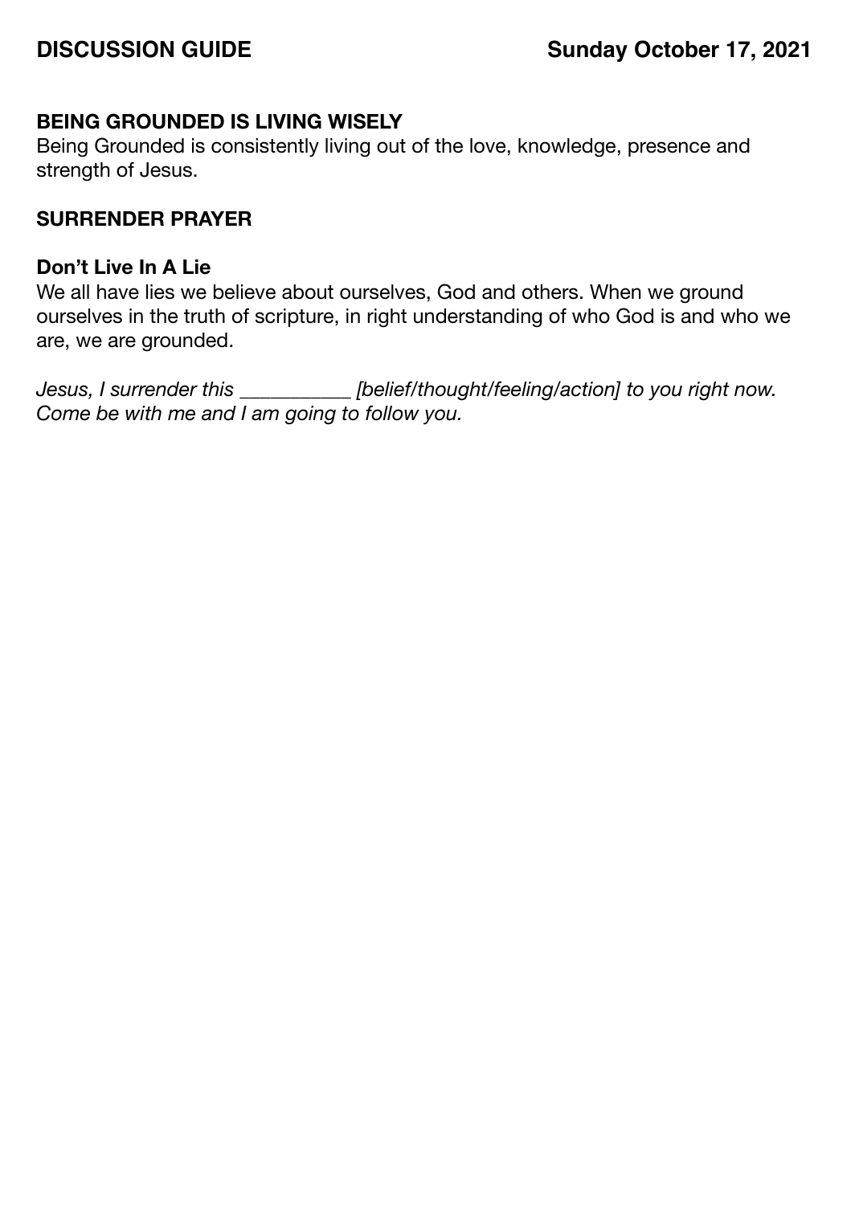**DISCUSSION GUIDE** **Sunday October 17, 2021**

## BEING GROUNDED IS LIVING WISELY

Being Grounded is consistently living out of the love, knowledge, presence and strength of Jesus.

## SURRENDER PRAYER

### Don't Live In A Lie

We all have lies we believe about ourselves, God and others. When we ground ourselves in the truth of scripture, in right understanding of who God is and who we are, we are grounded.

*Jesus, I surrender this __________ [belief/thought/feeling/action] to you right now. Come be with me and I am going to follow you.*